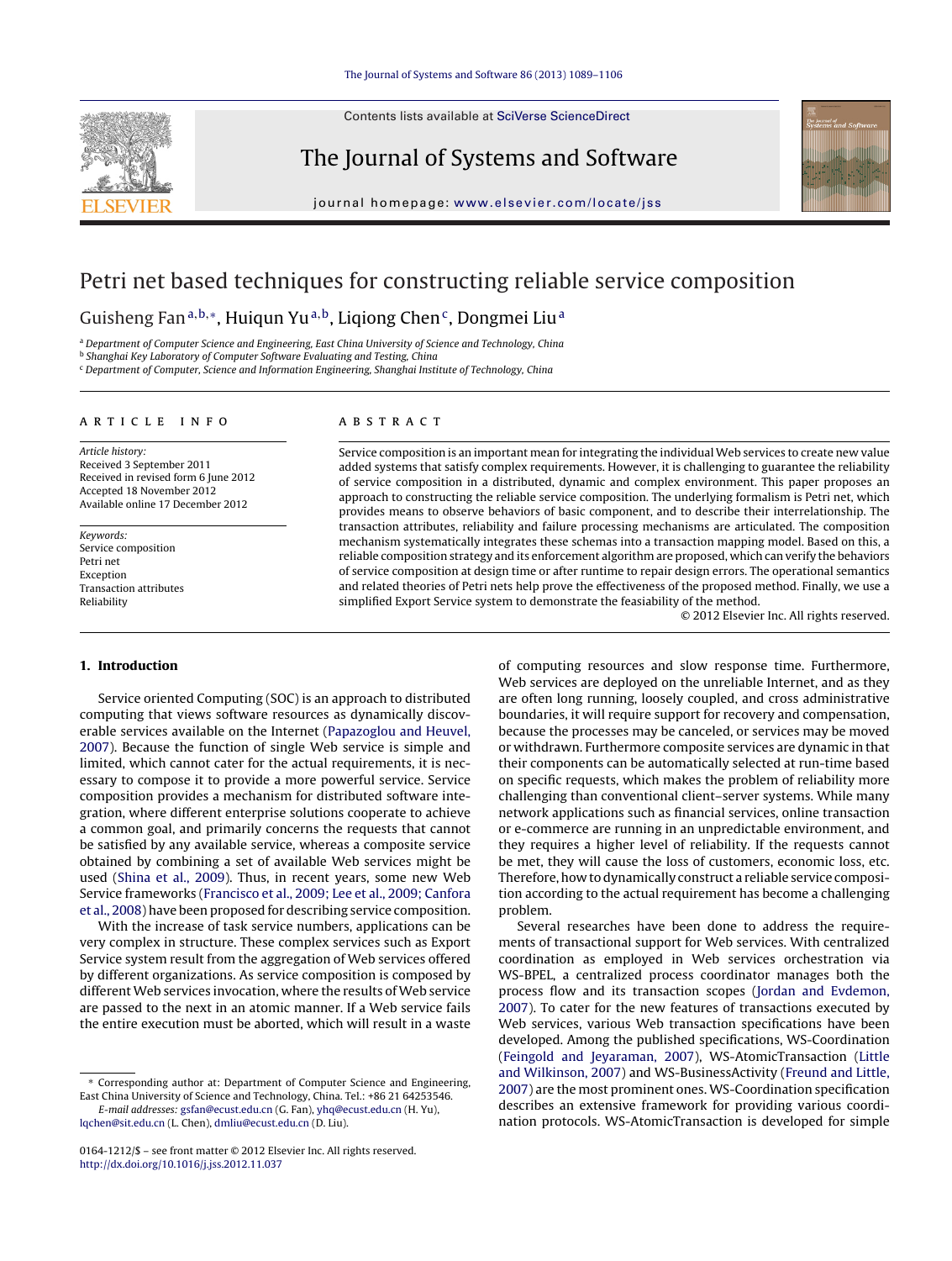# Petri net based techniques for constructing reliable service composition

Guisheng Fan[a,b,*], Huiqun Yu[a,b], Liqiong Chen[c], Dongmei Liu[a]

[a] Department of Computer Science and Engineering, East China University of Science and Technology, China
[b] Shanghai Key Laboratory of Computer Software Evaluating and Testing, China
[c] Department of Computer, Science and Information Engineering, Shanghai Institute of Technology, China

**ARTICLE INFO**

*Article history:*
Received 3 September 2011
Received in revised form 6 June 2012
Accepted 18 November 2012
Available online 17 December 2012

*Keywords:*
Service composition
Petri net
Exception
Transaction attributes
Reliability

**ABSTRACT**

Service composition is an important mean for integrating the individual Web services to create new value added systems that satisfy complex requirements. However, it is challenging to guarantee the reliability of service composition in a distributed, dynamic and complex environment. This paper proposes an approach to constructing the reliable service composition. The underlying formalism is Petri net, which provides means to observe behaviors of basic component, and to describe their interrelationship. The transaction attributes, reliability and failure processing mechanisms are articulated. The composition mechanism systematically integrates these schemas into a transaction mapping model. Based on this, a reliable composition strategy and its enforcement algorithm are proposed, which can verify the behaviors of service composition at design time or after runtime to repair design errors. The operational semantics and related theories of Petri nets help prove the effectiveness of the proposed method. Finally, we use a simplified Export Service system to demonstrate the feasiability of the method.

© 2012 Elsevier Inc. All rights reserved.

## 1. Introduction

Service oriented Computing (SOC) is an approach to distributed computing that views software resources as dynamically discoverable services available on the Internet (Papazoglou and Heuvel, 2007). Because the function of single Web service is simple and limited, which cannot cater for the actual requirements, it is necessary to compose it to provide a more powerful service. Service composition provides a mechanism for distributed software integration, where different enterprise solutions cooperate to achieve a common goal, and primarily concerns the requests that cannot be satisfied by any available service, whereas a composite service obtained by combining a set of available Web services might be used (Shina et al., 2009). Thus, in recent years, some new Web Service frameworks (Francisco et al., 2009; Lee et al., 2009; Canfora et al., 2008) have been proposed for describing service composition.

With the increase of task service numbers, applications can be very complex in structure. These complex services such as Export Service system result from the aggregation of Web services offered by different organizations. As service composition is composed by different Web services invocation, where the results of Web service are passed to the next in an atomic manner. If a Web service fails the entire execution must be aborted, which will result in a waste of computing resources and slow response time. Furthermore, Web services are deployed on the unreliable Internet, and as they are often long running, loosely coupled, and cross administrative boundaries, it will require support for recovery and compensation, because the processes may be canceled, or services may be moved or withdrawn. Furthermore composite services are dynamic in that their components can be automatically selected at run-time based on specific requests, which makes the problem of reliability more challenging than conventional client–server systems. While many network applications such as financial services, online transaction or e-commerce are running in an unpredictable environment, and they requires a higher level of reliability. If the requests cannot be met, they will cause the loss of customers, economic loss, etc. Therefore, how to dynamically construct a reliable service composition according to the actual requirement has become a challenging problem.

Several researches have been done to address the requirements of transactional support for Web services. With centralized coordination as employed in Web services orchestration via WS-BPEL, a centralized process coordinator manages both the process flow and its transaction scopes (Jordan and Evdemon, 2007). To cater for the new features of transactions executed by Web services, various Web transaction specifications have been developed. Among the published specifications, WS-Coordination (Feingold and Jeyaraman, 2007), WS-AtomicTransaction (Little and Wilkinson, 2007) and WS-BusinessActivity (Freund and Little, 2007) are the most prominent ones. WS-Coordination specification describes an extensive framework for providing various coordination protocols. WS-AtomicTransaction is developed for simple

* Corresponding author at: Department of Computer Science and Engineering, East China University of Science and Technology, China. Tel.: +86 21 64253546.
*E-mail addresses:* gsfan@ecust.edu.cn (G. Fan), yhq@ecust.edu.cn (H. Yu), lqchen@sit.edu.cn (L. Chen), dmliu@ecust.edu.cn (D. Liu).

0164-1212/$ – see front matter © 2012 Elsevier Inc. All rights reserved.
http://dx.doi.org/10.1016/j.jss.2012.11.037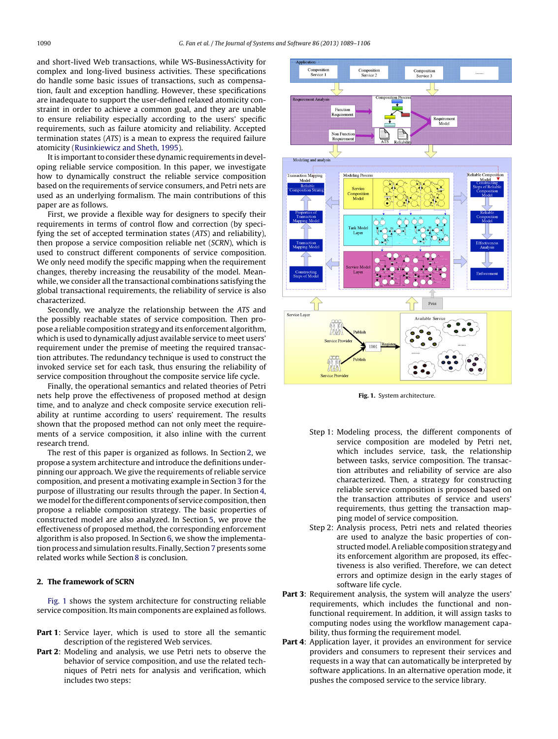and short-lived Web transactions, while WS-BusinessActivity for complex and long-lived business activities. These specifications do handle some basic issues of transactions, such as compensation, fault and exception handling. However, these specifications are inadequate to support the user-defined relaxed atomicity constraint in order to achieve a common goal, and they are unable to ensure reliability especially according to the users' specific requirements, such as failure atomicity and reliability. Accepted termination states (*ATS*) is a mean to express the required failure atomicity (Rusinkiewicz and Sheth, 1995).

It is important to consider these dynamic requirements in developing reliable service composition. In this paper, we investigate how to dynamically construct the reliable service composition based on the requirements of service consumers, and Petri nets are used as an underlying formalism. The main contributions of this paper are as follows.

First, we provide a flexible way for designers to specify their requirements in terms of control flow and correction (by specifying the set of accepted termination states (*ATS*) and reliability), then propose a service composition reliable net (*SCRN*), which is used to construct different components of service composition. We only need modify the specific mapping when the requirement changes, thereby increasing the reusability of the model. Meanwhile, we consider all the transactional combinations satisfying the global transactional requirements, the reliability of service is also characterized.

Secondly, we analyze the relationship between the *ATS* and the possibly reachable states of service composition. Then propose a reliable composition strategy and its enforcement algorithm, which is used to dynamically adjust available service to meet users' requirement under the premise of meeting the required transaction attributes. The redundancy technique is used to construct the invoked service set for each task, thus ensuring the reliability of service composition throughout the composite service life cycle.

Finally, the operational semantics and related theories of Petri nets help prove the effectiveness of proposed method at design time, and to analyze and check composite service execution reliability at runtime according to users' requirement. The results shown that the proposed method can not only meet the requirements of a service composition, it also inline with the current research trend.

The rest of this paper is organized as follows. In Section 2, we propose a system architecture and introduce the definitions underpinning our approach. We give the requirements of reliable service composition, and present a motivating example in Section 3 for the purpose of illustrating our results through the paper. In Section 4, we model for the different components of service composition, then propose a reliable composition strategy. The basic properties of constructed model are also analyzed. In Section 5, we prove the effectiveness of proposed method, the corresponding enforcement algorithm is also proposed. In Section 6, we show the implementation process and simulation results. Finally, Section 7 presents some related works while Section 8 is conclusion.

## 2. The framework of SCRN

Fig. 1 shows the system architecture for constructing reliable service composition. Its main components are explained as follows.

**Part 1**: Service layer, which is used to store all the semantic description of the registered Web services.

**Part 2**: Modeling and analysis, we use Petri nets to observe the behavior of service composition, and use the related techniques of Petri nets for analysis and verification, which includes two steps:

Fig. 1. System architecture.

Step 1: Modeling process, the different components of service composition are modeled by Petri net, which includes service, task, the relationship between tasks, service composition. The transaction attributes and reliability of service are also characterized. Then, a strategy for constructing reliable service composition is proposed based on the transaction attributes of service and users' requirements, thus getting the transaction mapping model of service composition.

Step 2: Analysis process, Petri nets and related theories are used to analyze the basic properties of constructed model. A reliable composition strategy and its enforcement algorithm, are proposed, and its effectiveness is also verified. Therefore, we can detect errors and optimize design in the early stages of software life cycle.

**Part 3**: Requirement analysis, the system will analyze the users' requirements, which includes the functional and non-functional requirement. In addition, it will assign tasks to computing nodes using the workflow management capability, thus forming the requirement model.

**Part 4**: Application layer, it provides an environment for service providers and consumers to represent their services and requests in a way that can automatically be interpreted by software applications. In an alternative operation mode, it pushes the composed service to the service library.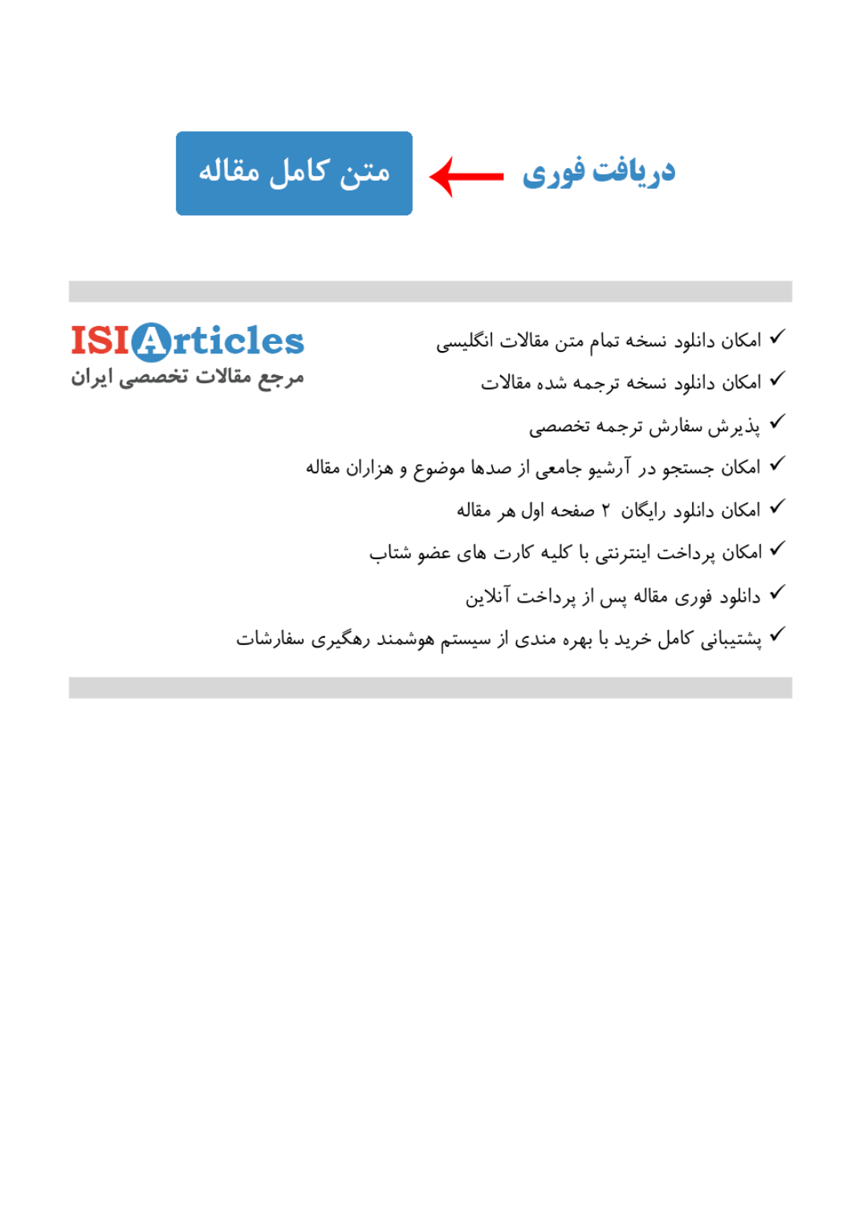دریافت فوری ← **متن کامل مقاله**

**ISIArticles**
مرجع مقالات تخصصی ایران

- ✓ امکان دانلود نسخه تمام متن مقالات انگلیسی
- ✓ امکان دانلود نسخه ترجمه شده مقالات
- ✓ پذیرش سفارش ترجمه تخصصی
- ✓ امکان جستجو در آرشیو جامعی از صدها موضوع و هزاران مقاله
- ✓ امکان دانلود رایگان ۲ صفحه اول هر مقاله
- ✓ امکان پرداخت اینترنتی با کلیه کارت های عضو شتاب
- ✓ دانلود فوری مقاله پس از پرداخت آنلاین
- ✓ پشتیبانی کامل خرید با بهره مندی از سیستم هوشمند رهگیری سفارشات